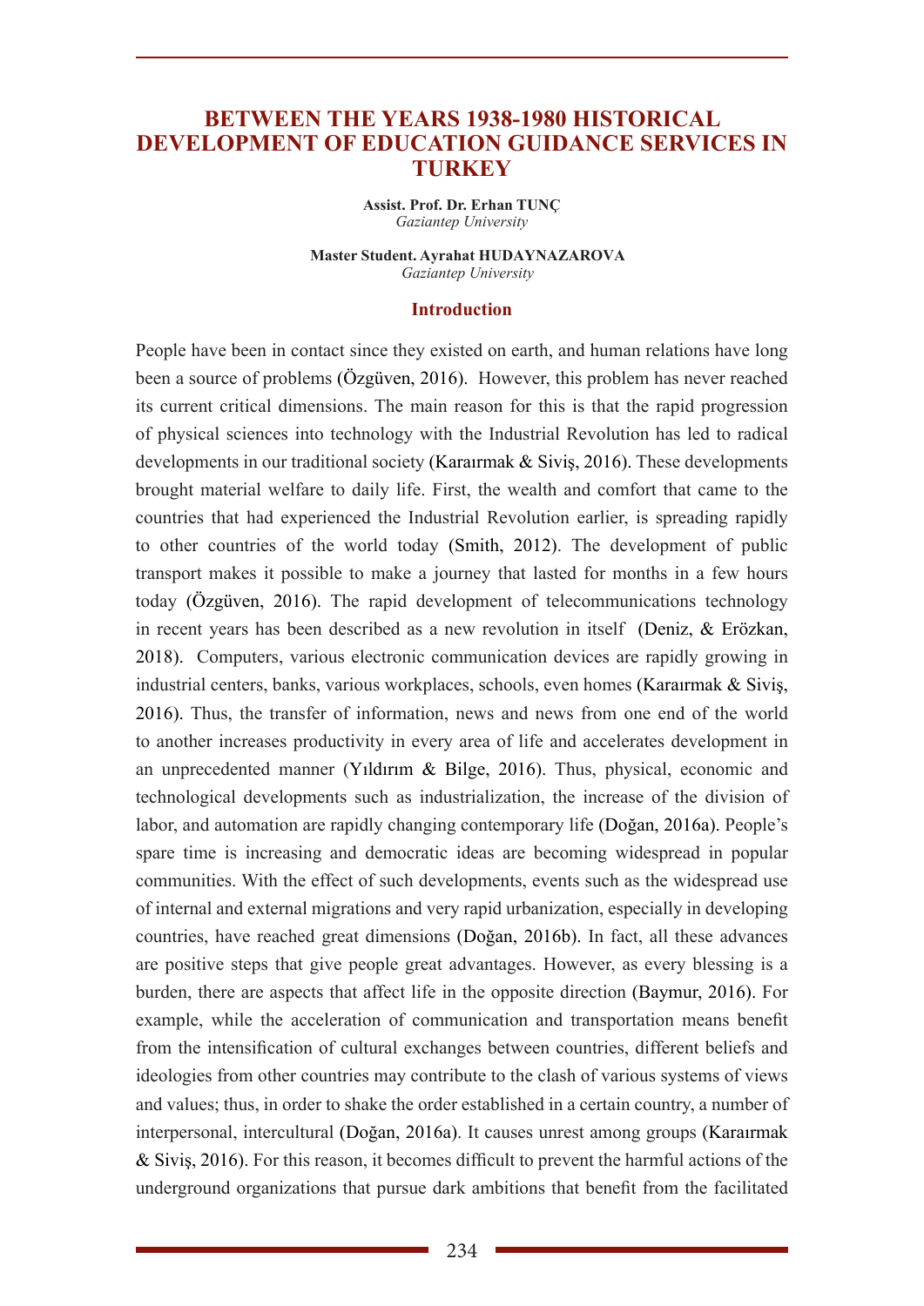# BETWEEN THE YEARS 1938-1980 HISTORICAL DEVELOPMENT OF EDUCATION GUIDANCE SERVICES IN TURKEY

**Assist. Prof. Dr. Erhan TUNÇ**
*Gaziantep University*

**Master Student. Ayrahat HUDAYNAZAROVA**
*Gaziantep University*

## Introduction

People have been in contact since they existed on earth, and human relations have long been a source of problems (Özgüven, 2016). However, this problem has never reached its current critical dimensions. The main reason for this is that the rapid progression of physical sciences into technology with the Industrial Revolution has led to radical developments in our traditional society (Karaırmak & Siviş, 2016). These developments brought material welfare to daily life. First, the wealth and comfort that came to the countries that had experienced the Industrial Revolution earlier, is spreading rapidly to other countries of the world today (Smith, 2012). The development of public transport makes it possible to make a journey that lasted for months in a few hours today (Özgüven, 2016). The rapid development of telecommunications technology in recent years has been described as a new revolution in itself (Deniz, & Erözkan, 2018). Computers, various electronic communication devices are rapidly growing in industrial centers, banks, various workplaces, schools, even homes (Karaırmak & Siviş, 2016). Thus, the transfer of information, news and news from one end of the world to another increases productivity in every area of life and accelerates development in an unprecedented manner (Yıldırım & Bilge, 2016). Thus, physical, economic and technological developments such as industrialization, the increase of the division of labor, and automation are rapidly changing contemporary life (Doğan, 2016a). People's spare time is increasing and democratic ideas are becoming widespread in popular communities. With the effect of such developments, events such as the widespread use of internal and external migrations and very rapid urbanization, especially in developing countries, have reached great dimensions (Doğan, 2016b). In fact, all these advances are positive steps that give people great advantages. However, as every blessing is a burden, there are aspects that affect life in the opposite direction (Baymur, 2016). For example, while the acceleration of communication and transportation means benefit from the intensification of cultural exchanges between countries, different beliefs and ideologies from other countries may contribute to the clash of various systems of views and values; thus, in order to shake the order established in a certain country, a number of interpersonal, intercultural (Doğan, 2016a). It causes unrest among groups (Karaırmak & Siviş, 2016). For this reason, it becomes difficult to prevent the harmful actions of the underground organizations that pursue dark ambitions that benefit from the facilitated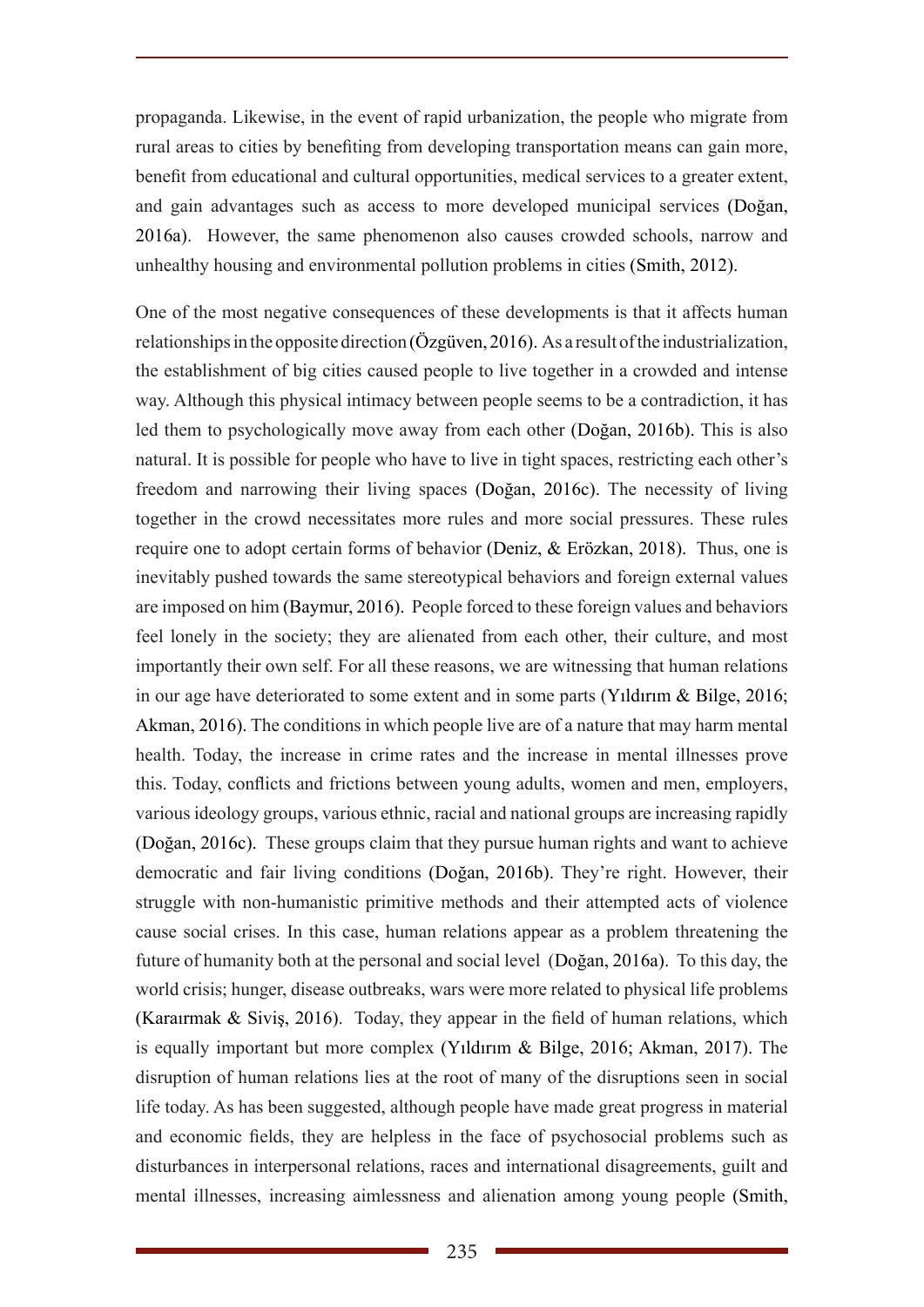propaganda. Likewise, in the event of rapid urbanization, the people who migrate from rural areas to cities by benefiting from developing transportation means can gain more, benefit from educational and cultural opportunities, medical services to a greater extent, and gain advantages such as access to more developed municipal services (Doğan, 2016a). However, the same phenomenon also causes crowded schools, narrow and unhealthy housing and environmental pollution problems in cities (Smith, 2012).

One of the most negative consequences of these developments is that it affects human relationships in the opposite direction (Özgüven, 2016). As a result of the industrialization, the establishment of big cities caused people to live together in a crowded and intense way. Although this physical intimacy between people seems to be a contradiction, it has led them to psychologically move away from each other (Doğan, 2016b). This is also natural. It is possible for people who have to live in tight spaces, restricting each other's freedom and narrowing their living spaces (Doğan, 2016c). The necessity of living together in the crowd necessitates more rules and more social pressures. These rules require one to adopt certain forms of behavior (Deniz, & Erözkan, 2018). Thus, one is inevitably pushed towards the same stereotypical behaviors and foreign external values are imposed on him (Baymur, 2016). People forced to these foreign values and behaviors feel lonely in the society; they are alienated from each other, their culture, and most importantly their own self. For all these reasons, we are witnessing that human relations in our age have deteriorated to some extent and in some parts (Yıldırım & Bilge, 2016; Akman, 2016). The conditions in which people live are of a nature that may harm mental health. Today, the increase in crime rates and the increase in mental illnesses prove this. Today, conflicts and frictions between young adults, women and men, employers, various ideology groups, various ethnic, racial and national groups are increasing rapidly (Doğan, 2016c). These groups claim that they pursue human rights and want to achieve democratic and fair living conditions (Doğan, 2016b). They're right. However, their struggle with non-humanistic primitive methods and their attempted acts of violence cause social crises. In this case, human relations appear as a problem threatening the future of humanity both at the personal and social level (Doğan, 2016a). To this day, the world crisis; hunger, disease outbreaks, wars were more related to physical life problems (Karaırmak & Siviş, 2016). Today, they appear in the field of human relations, which is equally important but more complex (Yıldırım & Bilge, 2016; Akman, 2017). The disruption of human relations lies at the root of many of the disruptions seen in social life today. As has been suggested, although people have made great progress in material and economic fields, they are helpless in the face of psychosocial problems such as disturbances in interpersonal relations, races and international disagreements, guilt and mental illnesses, increasing aimlessness and alienation among young people (Smith,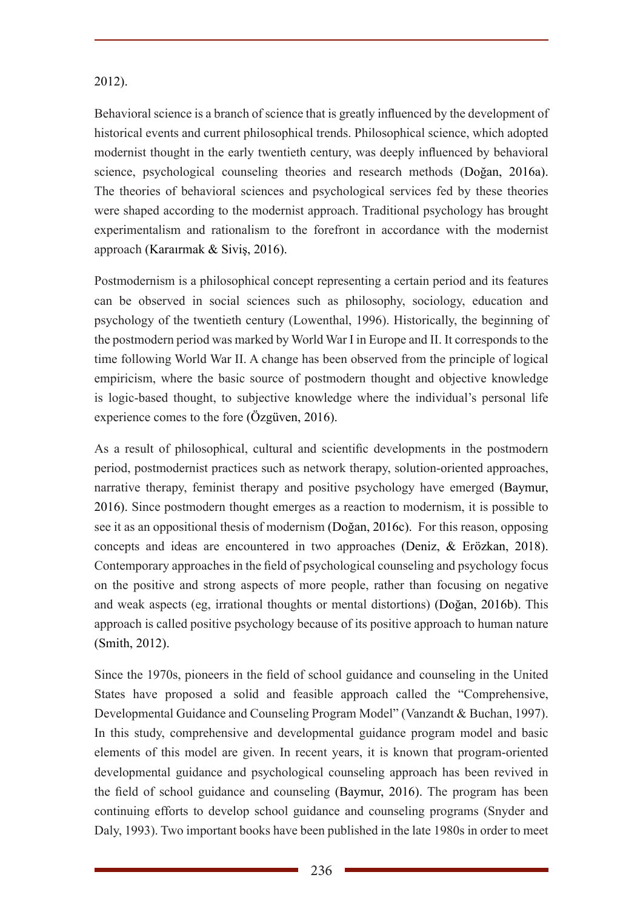2012).

Behavioral science is a branch of science that is greatly influenced by the development of historical events and current philosophical trends. Philosophical science, which adopted modernist thought in the early twentieth century, was deeply influenced by behavioral science, psychological counseling theories and research methods (Doğan, 2016a). The theories of behavioral sciences and psychological services fed by these theories were shaped according to the modernist approach. Traditional psychology has brought experimentalism and rationalism to the forefront in accordance with the modernist approach (Karaırmak & Siviş, 2016).

Postmodernism is a philosophical concept representing a certain period and its features can be observed in social sciences such as philosophy, sociology, education and psychology of the twentieth century (Lowenthal, 1996). Historically, the beginning of the postmodern period was marked by World War I in Europe and II. It corresponds to the time following World War II. A change has been observed from the principle of logical empiricism, where the basic source of postmodern thought and objective knowledge is logic-based thought, to subjective knowledge where the individual's personal life experience comes to the fore (Özgüven, 2016).

As a result of philosophical, cultural and scientific developments in the postmodern period, postmodernist practices such as network therapy, solution-oriented approaches, narrative therapy, feminist therapy and positive psychology have emerged (Baymur, 2016). Since postmodern thought emerges as a reaction to modernism, it is possible to see it as an oppositional thesis of modernism (Doğan, 2016c). For this reason, opposing concepts and ideas are encountered in two approaches (Deniz, & Erözkan, 2018). Contemporary approaches in the field of psychological counseling and psychology focus on the positive and strong aspects of more people, rather than focusing on negative and weak aspects (eg, irrational thoughts or mental distortions) (Doğan, 2016b). This approach is called positive psychology because of its positive approach to human nature (Smith, 2012).

Since the 1970s, pioneers in the field of school guidance and counseling in the United States have proposed a solid and feasible approach called the "Comprehensive, Developmental Guidance and Counseling Program Model" (Vanzandt & Buchan, 1997). In this study, comprehensive and developmental guidance program model and basic elements of this model are given. In recent years, it is known that program-oriented developmental guidance and psychological counseling approach has been revived in the field of school guidance and counseling (Baymur, 2016). The program has been continuing efforts to develop school guidance and counseling programs (Snyder and Daly, 1993). Two important books have been published in the late 1980s in order to meet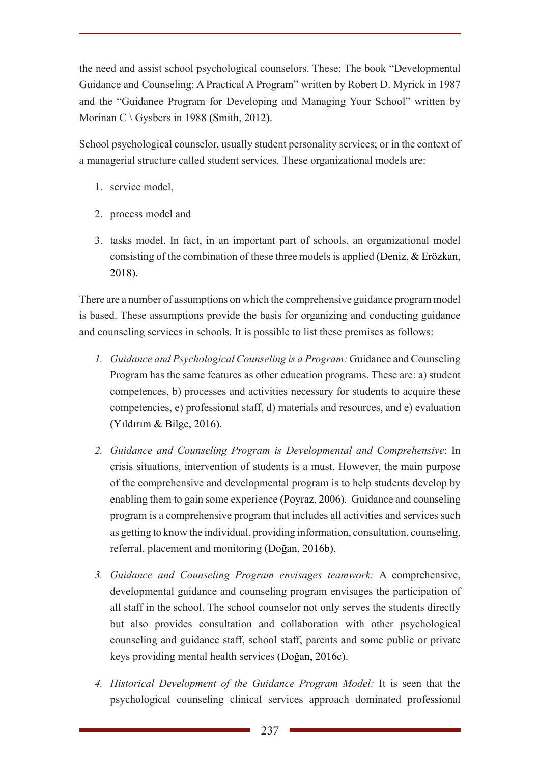the need and assist school psychological counselors. These; The book "Developmental Guidance and Counseling: A Practical A Program" written by Robert D. Myrick in 1987 and the "Guidanee Program for Developing and Managing Your School" written by Morinan C \ Gysbers in 1988 (Smith, 2012).

School psychological counselor, usually student personality services; or in the context of a managerial structure called student services. These organizational models are:

1. service model,
2. process model and
3. tasks model. In fact, in an important part of schools, an organizational model consisting of the combination of these three models is applied (Deniz, & Erözkan, 2018).

There are a number of assumptions on which the comprehensive guidance program model is based. These assumptions provide the basis for organizing and conducting guidance and counseling services in schools. It is possible to list these premises as follows:

1. *Guidance and Psychological Counseling is a Program:* Guidance and Counseling Program has the same features as other education programs. These are: a) student competences, b) processes and activities necessary for students to acquire these competencies, e) professional staff, d) materials and resources, and e) evaluation (Yıldırım & Bilge, 2016).
2. *Guidance and Counseling Program is Developmental and Comprehensive*: In crisis situations, intervention of students is a must. However, the main purpose of the comprehensive and developmental program is to help students develop by enabling them to gain some experience (Poyraz, 2006). Guidance and counseling program is a comprehensive program that includes all activities and services such as getting to know the individual, providing information, consultation, counseling, referral, placement and monitoring (Doğan, 2016b).
3. *Guidance and Counseling Program envisages teamwork:* A comprehensive, developmental guidance and counseling program envisages the participation of all staff in the school. The school counselor not only serves the students directly but also provides consultation and collaboration with other psychological counseling and guidance staff, school staff, parents and some public or private keys providing mental health services (Doğan, 2016c).
4. *Historical Development of the Guidance Program Model:* It is seen that the psychological counseling clinical services approach dominated professional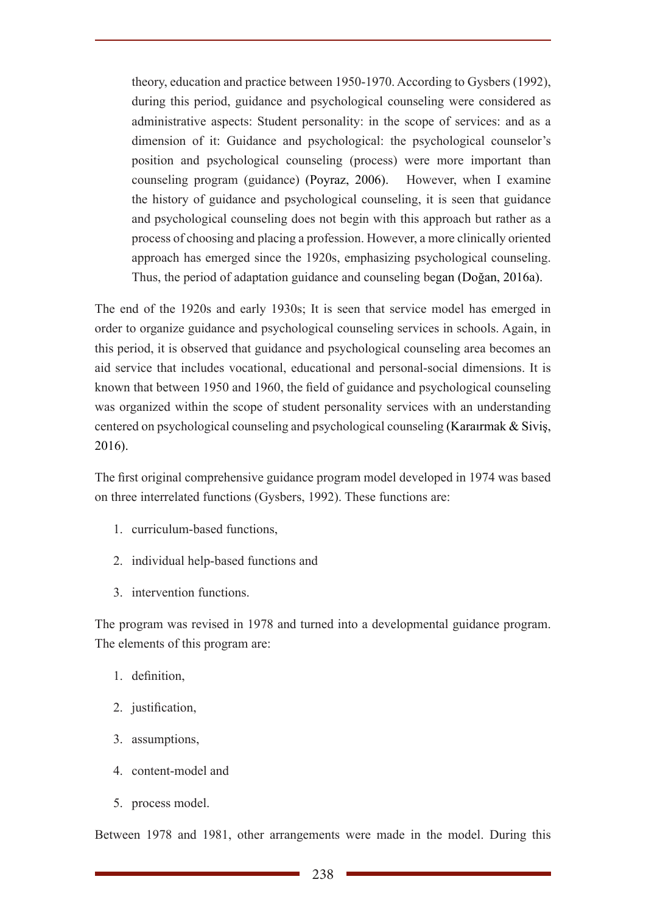theory, education and practice between 1950-1970. According to Gysbers (1992), during this period, guidance and psychological counseling were considered as administrative aspects: Student personality: in the scope of services: and as a dimension of it: Guidance and psychological: the psychological counselor's position and psychological counseling (process) were more important than counseling program (guidance) (Poyraz, 2006). However, when I examine the history of guidance and psychological counseling, it is seen that guidance and psychological counseling does not begin with this approach but rather as a process of choosing and placing a profession. However, a more clinically oriented approach has emerged since the 1920s, emphasizing psychological counseling. Thus, the period of adaptation guidance and counseling began (Doğan, 2016a).

The end of the 1920s and early 1930s; It is seen that service model has emerged in order to organize guidance and psychological counseling services in schools. Again, in this period, it is observed that guidance and psychological counseling area becomes an aid service that includes vocational, educational and personal-social dimensions. It is known that between 1950 and 1960, the field of guidance and psychological counseling was organized within the scope of student personality services with an understanding centered on psychological counseling and psychological counseling (Karaırmak & Siviş, 2016).

The first original comprehensive guidance program model developed in 1974 was based on three interrelated functions (Gysbers, 1992). These functions are:

1. curriculum-based functions,
2. individual help-based functions and
3. intervention functions.

The program was revised in 1978 and turned into a developmental guidance program. The elements of this program are:

1. definition,
2. justification,
3. assumptions,
4. content-model and
5. process model.

Between 1978 and 1981, other arrangements were made in the model. During this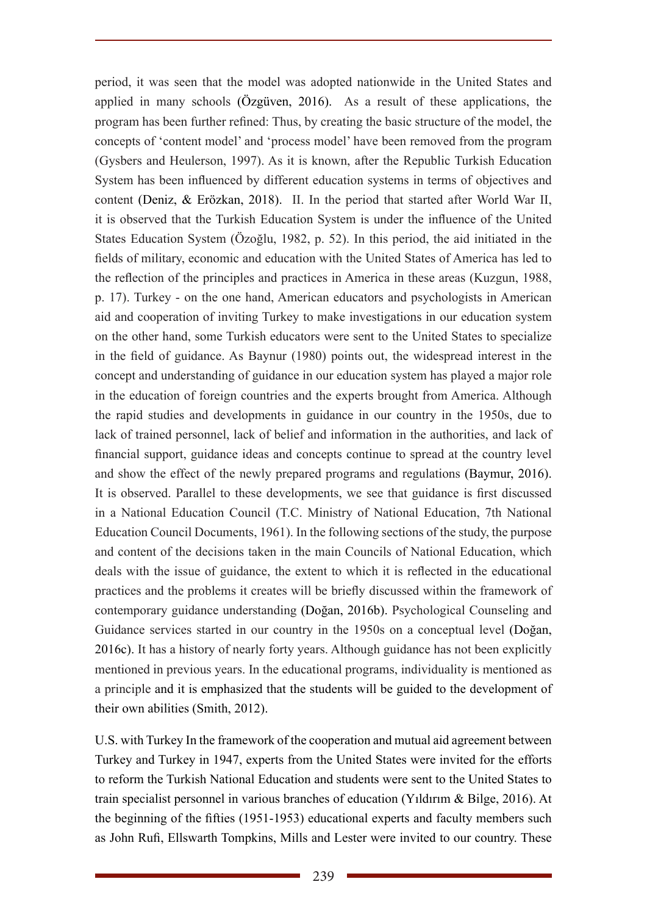period, it was seen that the model was adopted nationwide in the United States and applied in many schools (Özgüven, 2016). As a result of these applications, the program has been further refined: Thus, by creating the basic structure of the model, the concepts of 'content model' and 'process model' have been removed from the program (Gysbers and Heulerson, 1997). As it is known, after the Republic Turkish Education System has been influenced by different education systems in terms of objectives and content (Deniz, & Erözkan, 2018). II. In the period that started after World War II, it is observed that the Turkish Education System is under the influence of the United States Education System (Özoğlu, 1982, p. 52). In this period, the aid initiated in the fields of military, economic and education with the United States of America has led to the reflection of the principles and practices in America in these areas (Kuzgun, 1988, p. 17). Turkey - on the one hand, American educators and psychologists in American aid and cooperation of inviting Turkey to make investigations in our education system on the other hand, some Turkish educators were sent to the United States to specialize in the field of guidance. As Baynur (1980) points out, the widespread interest in the concept and understanding of guidance in our education system has played a major role in the education of foreign countries and the experts brought from America. Although the rapid studies and developments in guidance in our country in the 1950s, due to lack of trained personnel, lack of belief and information in the authorities, and lack of financial support, guidance ideas and concepts continue to spread at the country level and show the effect of the newly prepared programs and regulations (Baymur, 2016). It is observed. Parallel to these developments, we see that guidance is first discussed in a National Education Council (T.C. Ministry of National Education, 7th National Education Council Documents, 1961). In the following sections of the study, the purpose and content of the decisions taken in the main Councils of National Education, which deals with the issue of guidance, the extent to which it is reflected in the educational practices and the problems it creates will be briefly discussed within the framework of contemporary guidance understanding (Doğan, 2016b). Psychological Counseling and Guidance services started in our country in the 1950s on a conceptual level (Doğan, 2016c). It has a history of nearly forty years. Although guidance has not been explicitly mentioned in previous years. In the educational programs, individuality is mentioned as a principle and it is emphasized that the students will be guided to the development of their own abilities (Smith, 2012).

U.S. with Turkey In the framework of the cooperation and mutual aid agreement between Turkey and Turkey in 1947, experts from the United States were invited for the efforts to reform the Turkish National Education and students were sent to the United States to train specialist personnel in various branches of education (Yıldırım & Bilge, 2016). At the beginning of the fifties (1951-1953) educational experts and faculty members such as John Rufi, Ellswarth Tompkins, Mills and Lester were invited to our country. These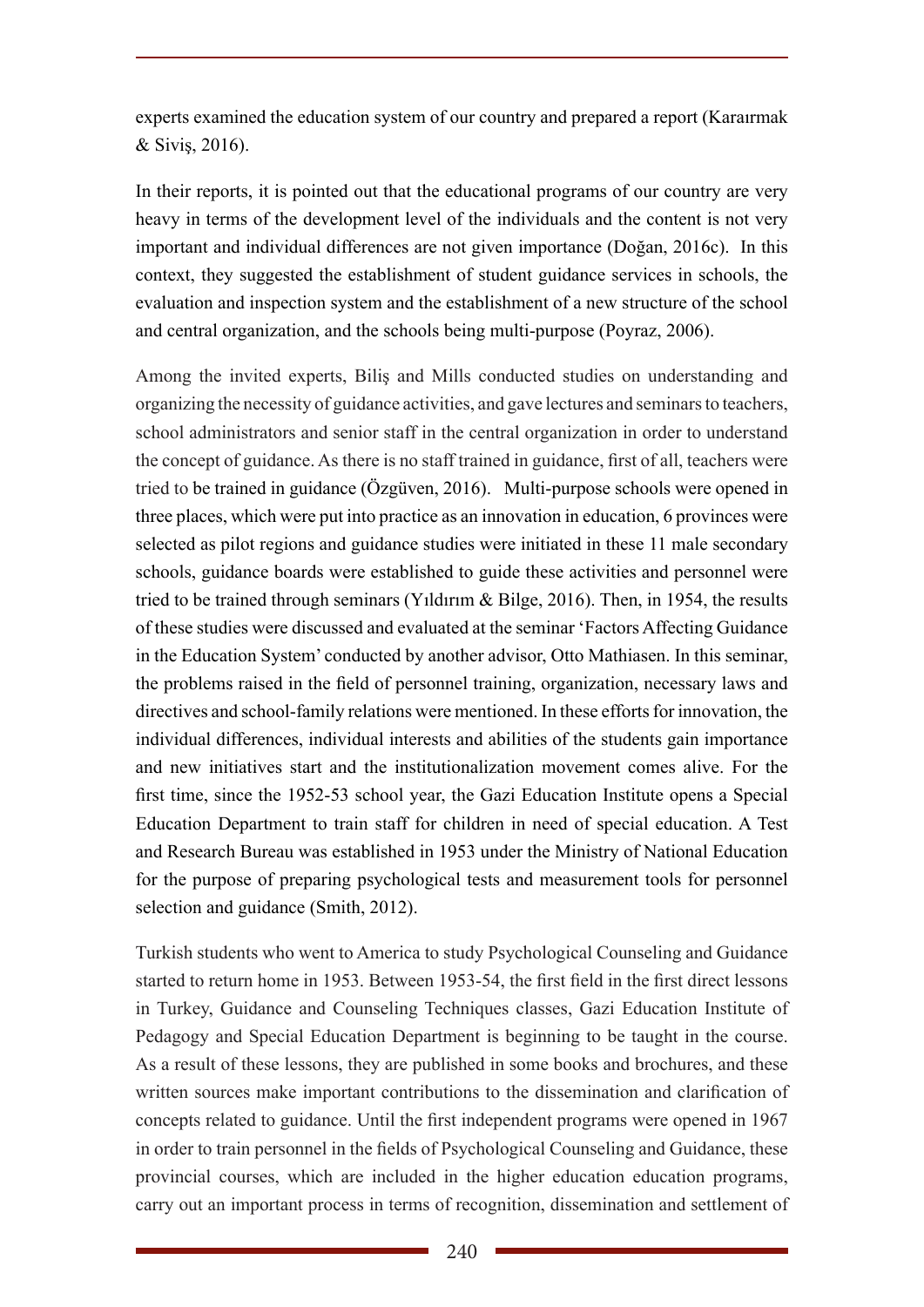experts examined the education system of our country and prepared a report (Karaırmak & Siviş, 2016).

In their reports, it is pointed out that the educational programs of our country are very heavy in terms of the development level of the individuals and the content is not very important and individual differences are not given importance (Doğan, 2016c). In this context, they suggested the establishment of student guidance services in schools, the evaluation and inspection system and the establishment of a new structure of the school and central organization, and the schools being multi-purpose (Poyraz, 2006).

Among the invited experts, Biliş and Mills conducted studies on understanding and organizing the necessity of guidance activities, and gave lectures and seminars to teachers, school administrators and senior staff in the central organization in order to understand the concept of guidance. As there is no staff trained in guidance, first of all, teachers were tried to be trained in guidance (Özgüven, 2016). Multi-purpose schools were opened in three places, which were put into practice as an innovation in education, 6 provinces were selected as pilot regions and guidance studies were initiated in these 11 male secondary schools, guidance boards were established to guide these activities and personnel were tried to be trained through seminars (Yıldırım & Bilge, 2016). Then, in 1954, the results of these studies were discussed and evaluated at the seminar 'Factors Affecting Guidance in the Education System' conducted by another advisor, Otto Mathiasen. In this seminar, the problems raised in the field of personnel training, organization, necessary laws and directives and school-family relations were mentioned. In these efforts for innovation, the individual differences, individual interests and abilities of the students gain importance and new initiatives start and the institutionalization movement comes alive. For the first time, since the 1952-53 school year, the Gazi Education Institute opens a Special Education Department to train staff for children in need of special education. A Test and Research Bureau was established in 1953 under the Ministry of National Education for the purpose of preparing psychological tests and measurement tools for personnel selection and guidance (Smith, 2012).

Turkish students who went to America to study Psychological Counseling and Guidance started to return home in 1953. Between 1953-54, the first field in the first direct lessons in Turkey, Guidance and Counseling Techniques classes, Gazi Education Institute of Pedagogy and Special Education Department is beginning to be taught in the course. As a result of these lessons, they are published in some books and brochures, and these written sources make important contributions to the dissemination and clarification of concepts related to guidance. Until the first independent programs were opened in 1967 in order to train personnel in the fields of Psychological Counseling and Guidance, these provincial courses, which are included in the higher education education programs, carry out an important process in terms of recognition, dissemination and settlement of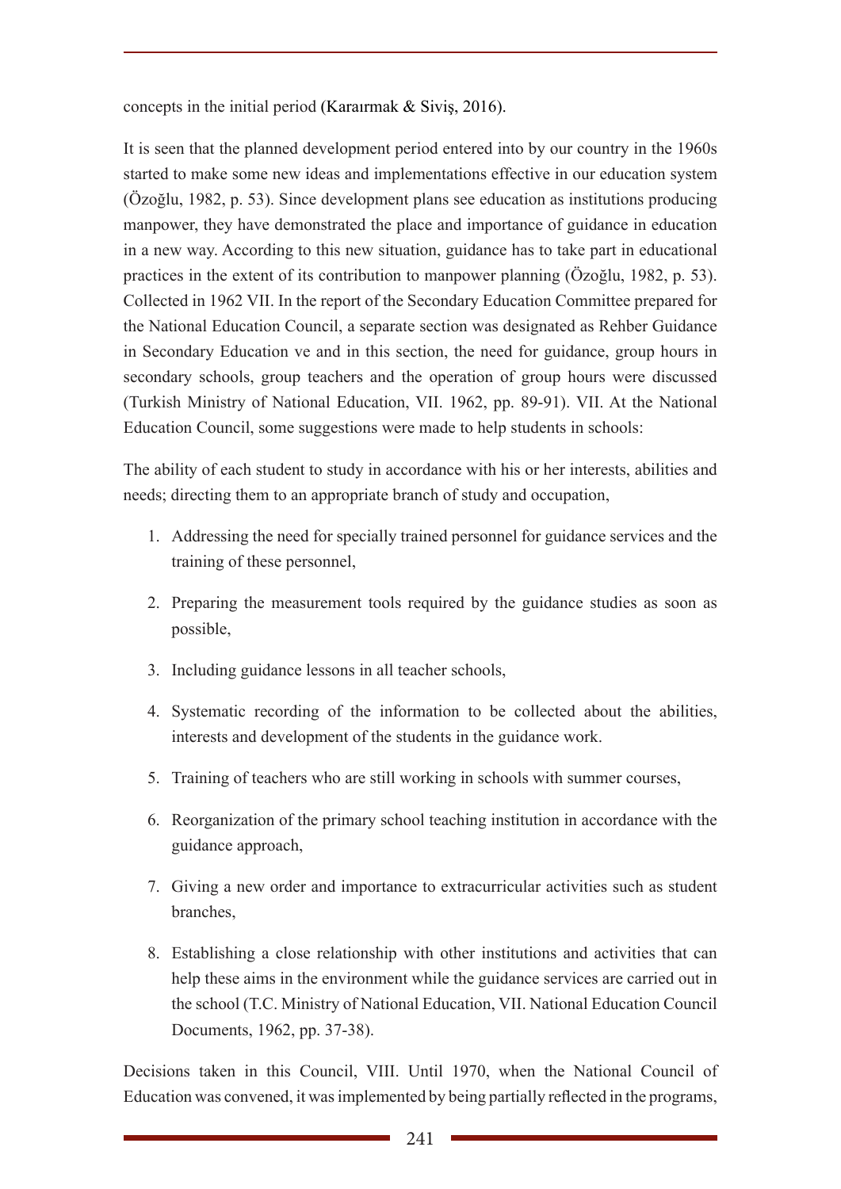concepts in the initial period (Karaırmak & Siviş, 2016).

It is seen that the planned development period entered into by our country in the 1960s started to make some new ideas and implementations effective in our education system (Özoğlu, 1982, p. 53). Since development plans see education as institutions producing manpower, they have demonstrated the place and importance of guidance in education in a new way. According to this new situation, guidance has to take part in educational practices in the extent of its contribution to manpower planning (Özoğlu, 1982, p. 53). Collected in 1962 VII. In the report of the Secondary Education Committee prepared for the National Education Council, a separate section was designated as Rehber Guidance in Secondary Education ve and in this section, the need for guidance, group hours in secondary schools, group teachers and the operation of group hours were discussed (Turkish Ministry of National Education, VII. 1962, pp. 89-91). VII. At the National Education Council, some suggestions were made to help students in schools:

The ability of each student to study in accordance with his or her interests, abilities and needs; directing them to an appropriate branch of study and occupation,

1. Addressing the need for specially trained personnel for guidance services and the training of these personnel,
2. Preparing the measurement tools required by the guidance studies as soon as possible,
3. Including guidance lessons in all teacher schools,
4. Systematic recording of the information to be collected about the abilities, interests and development of the students in the guidance work.
5. Training of teachers who are still working in schools with summer courses,
6. Reorganization of the primary school teaching institution in accordance with the guidance approach,
7. Giving a new order and importance to extracurricular activities such as student branches,
8. Establishing a close relationship with other institutions and activities that can help these aims in the environment while the guidance services are carried out in the school (T.C. Ministry of National Education, VII. National Education Council Documents, 1962, pp. 37-38).

Decisions taken in this Council, VIII. Until 1970, when the National Council of Education was convened, it was implemented by being partially reflected in the programs,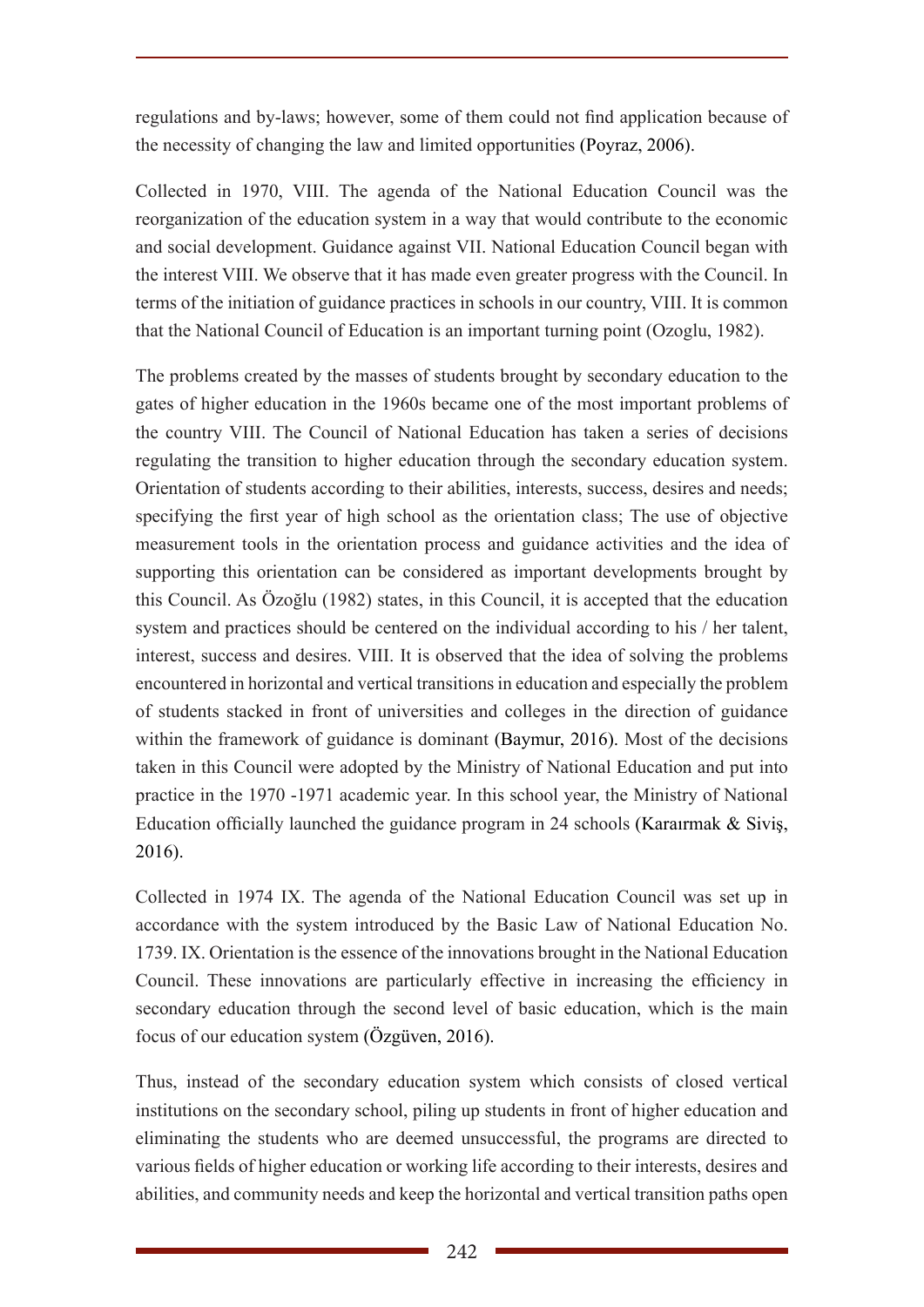regulations and by-laws; however, some of them could not find application because of the necessity of changing the law and limited opportunities (Poyraz, 2006).

Collected in 1970, VIII. The agenda of the National Education Council was the reorganization of the education system in a way that would contribute to the economic and social development. Guidance against VII. National Education Council began with the interest VIII. We observe that it has made even greater progress with the Council. In terms of the initiation of guidance practices in schools in our country, VIII. It is common that the National Council of Education is an important turning point (Ozoglu, 1982).

The problems created by the masses of students brought by secondary education to the gates of higher education in the 1960s became one of the most important problems of the country VIII. The Council of National Education has taken a series of decisions regulating the transition to higher education through the secondary education system. Orientation of students according to their abilities, interests, success, desires and needs; specifying the first year of high school as the orientation class; The use of objective measurement tools in the orientation process and guidance activities and the idea of supporting this orientation can be considered as important developments brought by this Council. As Özoğlu (1982) states, in this Council, it is accepted that the education system and practices should be centered on the individual according to his / her talent, interest, success and desires. VIII. It is observed that the idea of solving the problems encountered in horizontal and vertical transitions in education and especially the problem of students stacked in front of universities and colleges in the direction of guidance within the framework of guidance is dominant (Baymur, 2016). Most of the decisions taken in this Council were adopted by the Ministry of National Education and put into practice in the 1970 -1971 academic year. In this school year, the Ministry of National Education officially launched the guidance program in 24 schools (Karaırmak & Siviş, 2016).

Collected in 1974 IX. The agenda of the National Education Council was set up in accordance with the system introduced by the Basic Law of National Education No. 1739. IX. Orientation is the essence of the innovations brought in the National Education Council. These innovations are particularly effective in increasing the efficiency in secondary education through the second level of basic education, which is the main focus of our education system (Özgüven, 2016).

Thus, instead of the secondary education system which consists of closed vertical institutions on the secondary school, piling up students in front of higher education and eliminating the students who are deemed unsuccessful, the programs are directed to various fields of higher education or working life according to their interests, desires and abilities, and community needs and keep the horizontal and vertical transition paths open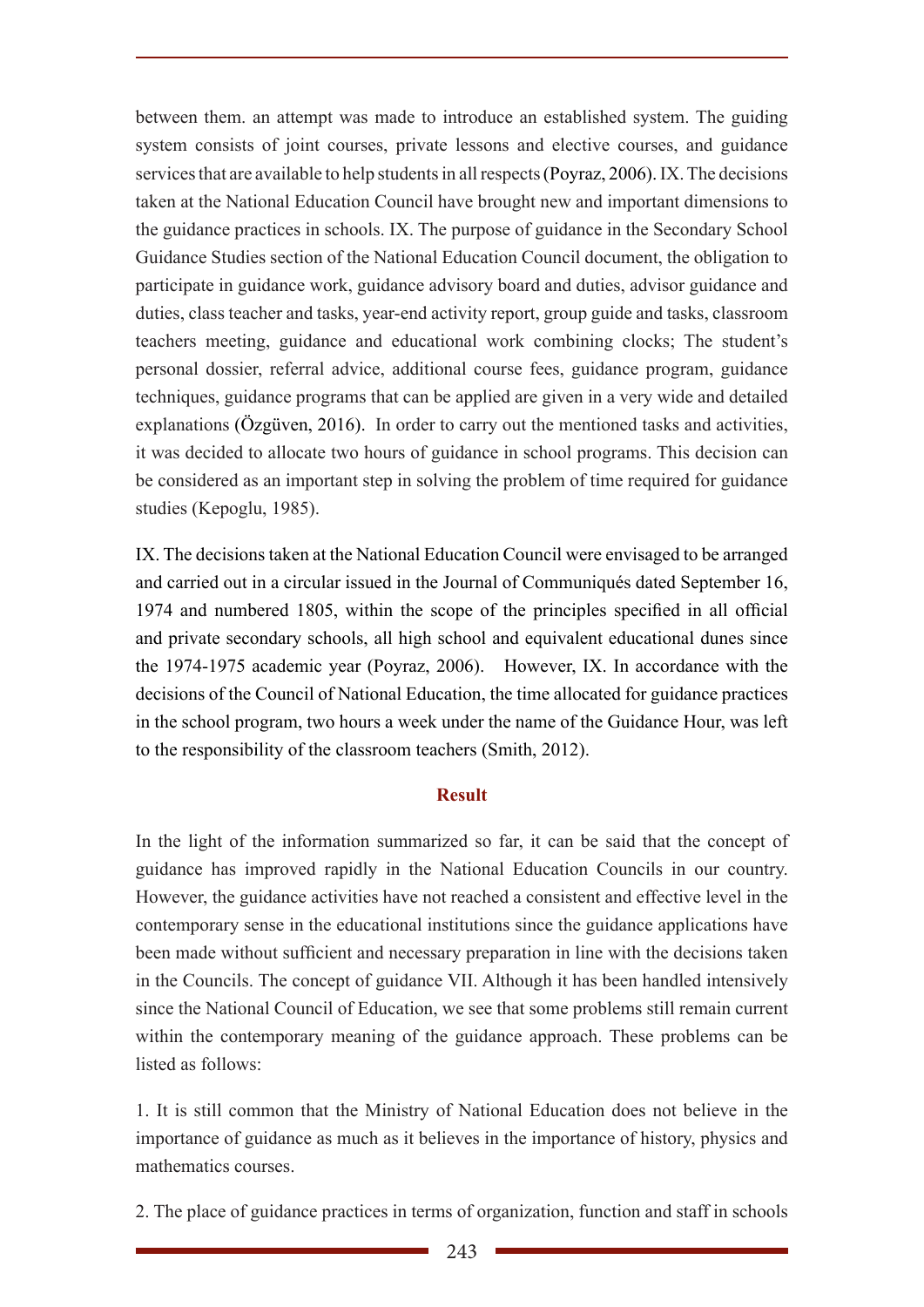between them. an attempt was made to introduce an established system. The guiding system consists of joint courses, private lessons and elective courses, and guidance services that are available to help students in all respects (Poyraz, 2006). IX. The decisions taken at the National Education Council have brought new and important dimensions to the guidance practices in schools. IX. The purpose of guidance in the Secondary School Guidance Studies section of the National Education Council document, the obligation to participate in guidance work, guidance advisory board and duties, advisor guidance and duties, class teacher and tasks, year-end activity report, group guide and tasks, classroom teachers meeting, guidance and educational work combining clocks; The student's personal dossier, referral advice, additional course fees, guidance program, guidance techniques, guidance programs that can be applied are given in a very wide and detailed explanations (Özgüven, 2016). In order to carry out the mentioned tasks and activities, it was decided to allocate two hours of guidance in school programs. This decision can be considered as an important step in solving the problem of time required for guidance studies (Kepoglu, 1985).

IX. The decisions taken at the National Education Council were envisaged to be arranged and carried out in a circular issued in the Journal of Communiqués dated September 16, 1974 and numbered 1805, within the scope of the principles specified in all official and private secondary schools, all high school and equivalent educational dunes since the 1974-1975 academic year (Poyraz, 2006). However, IX. In accordance with the decisions of the Council of National Education, the time allocated for guidance practices in the school program, two hours a week under the name of the Guidance Hour, was left to the responsibility of the classroom teachers (Smith, 2012).

## Result

In the light of the information summarized so far, it can be said that the concept of guidance has improved rapidly in the National Education Councils in our country. However, the guidance activities have not reached a consistent and effective level in the contemporary sense in the educational institutions since the guidance applications have been made without sufficient and necessary preparation in line with the decisions taken in the Councils. The concept of guidance VII. Although it has been handled intensively since the National Council of Education, we see that some problems still remain current within the contemporary meaning of the guidance approach. These problems can be listed as follows:

1. It is still common that the Ministry of National Education does not believe in the importance of guidance as much as it believes in the importance of history, physics and mathematics courses.

2. The place of guidance practices in terms of organization, function and staff in schools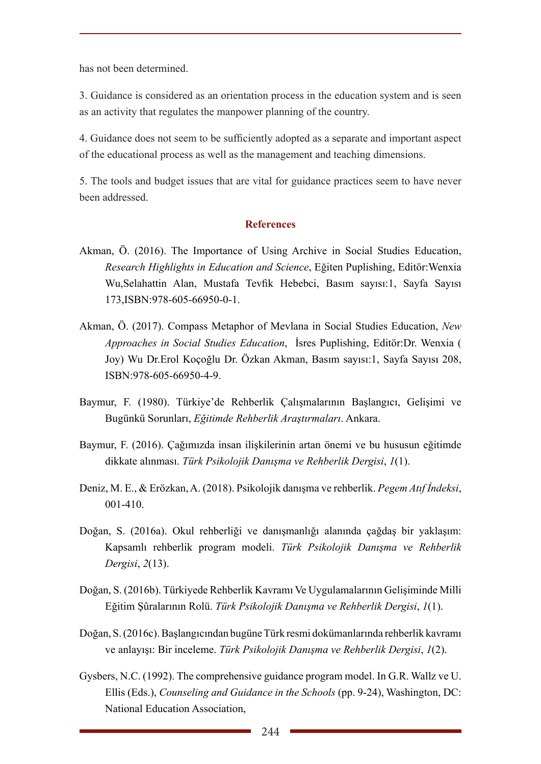has not been determined.

3. Guidance is considered as an orientation process in the education system and is seen as an activity that regulates the manpower planning of the country.

4. Guidance does not seem to be sufficiently adopted as a separate and important aspect of the educational process as well as the management and teaching dimensions.

5. The tools and budget issues that are vital for guidance practices seem to have never been addressed.

## References

Akman, Ö. (2016). The Importance of Using Archive in Social Studies Education, *Research Highlights in Education and Science*, Eğiten Puplishing, Editör:Wenxia Wu,Selahattin Alan, Mustafa Tevfik Hebebci, Basım sayısı:1, Sayfa Sayısı 173,ISBN:978-605-66950-0-1.

Akman, Ö. (2017). Compass Metaphor of Mevlana in Social Studies Education, *New Approaches in Social Studies Education*, İsres Puplishing, Editör:Dr. Wenxia ( Joy) Wu Dr.Erol Koçoğlu Dr. Özkan Akman, Basım sayısı:1, Sayfa Sayısı 208, ISBN:978-605-66950-4-9.

Baymur, F. (1980). Türkiye'de Rehberlik Çalışmalarının Başlangıcı, Gelişimi ve Bugünkü Sorunları, *Eğitimde Rehberlik Araştırmaları*. Ankara.

Baymur, F. (2016). Çağımızda insan ilişkilerinin artan önemi ve bu hususun eğitimde dikkate alınması. *Türk Psikolojik Danışma ve Rehberlik Dergisi*, *1*(1).

Deniz, M. E., & Erözkan, A. (2018). Psikolojik danışma ve rehberlik. *Pegem Atıf İndeksi*, 001-410.

Doğan, S. (2016a). Okul rehberliği ve danışmanlığı alanında çağdaş bir yaklaşım: Kapsamlı rehberlik program modeli. *Türk Psikolojik Danışma ve Rehberlik Dergisi*, *2*(13).

Doğan, S. (2016b). Türkiyede Rehberlik Kavramı Ve Uygulamalarının Gelişiminde Milli Eğitim Şûralarının Rolü. *Türk Psikolojik Danışma ve Rehberlik Dergisi*, *1*(1).

Doğan, S. (2016c). Başlangıcından bugüne Türk resmi dokümanlarında rehberlik kavramı ve anlayışı: Bir inceleme. *Türk Psikolojik Danışma ve Rehberlik Dergisi*, *1*(2).

Gysbers, N.C. (1992). The comprehensive guidance program model. In G.R. Wallz ve U. Ellis (Eds.), *Counseling and Guidance in the Schools* (pp. 9-24), Washington, DC: National Education Association,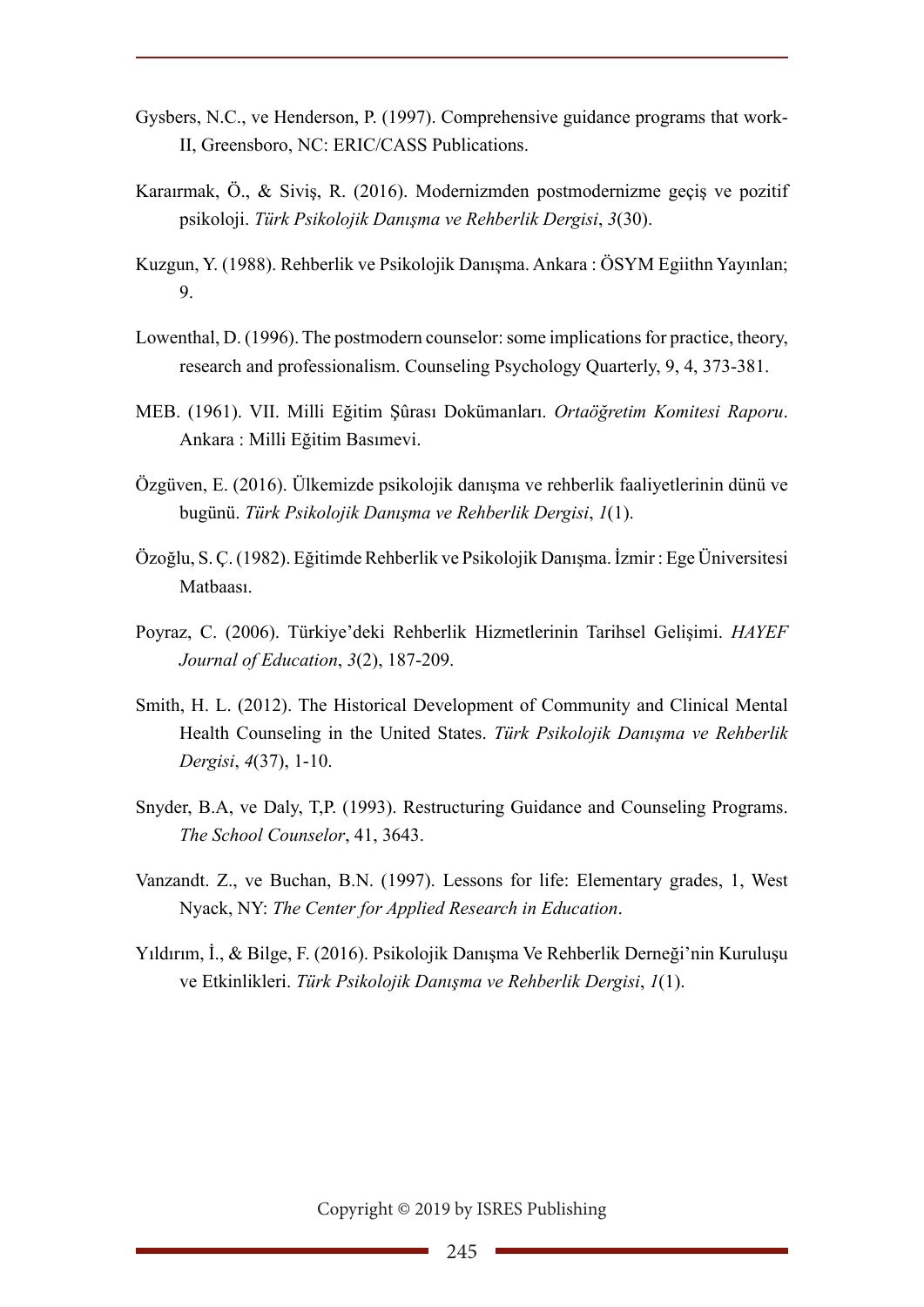Gysbers, N.C., ve Henderson, P. (1997). Comprehensive guidance programs that work-II, Greensboro, NC: ERIC/CASS Publications.

Karaırmak, Ö., & Siviş, R. (2016). Modernizmden postmodernizme geçiş ve pozitif psikoloji. *Türk Psikolojik Danışma ve Rehberlik Dergisi*, *3*(30).

Kuzgun, Y. (1988). Rehberlik ve Psikolojik Danışma. Ankara : ÖSYM Egiithn Yayınlan; 9.

Lowenthal, D. (1996). The postmodern counselor: some implications for practice, theory, research and professionalism. Counseling Psychology Quarterly, 9, 4, 373-381.

MEB. (1961). VII. Milli Eğitim Şûrası Dokümanları. *Ortaöğretim Komitesi Raporu*. Ankara : Milli Eğitim Basımevi.

Özgüven, E. (2016). Ülkemizde psikolojik danışma ve rehberlik faaliyetlerinin dünü ve bugünü. *Türk Psikolojik Danışma ve Rehberlik Dergisi*, *1*(1).

Özoğlu, S. Ç. (1982). Eğitimde Rehberlik ve Psikolojik Danışma. İzmir : Ege Üniversitesi Matbaası.

Poyraz, C. (2006). Türkiye'deki Rehberlik Hizmetlerinin Tarihsel Gelişimi. *HAYEF Journal of Education*, *3*(2), 187-209.

Smith, H. L. (2012). The Historical Development of Community and Clinical Mental Health Counseling in the United States. *Türk Psikolojik Danışma ve Rehberlik Dergisi*, *4*(37), 1-10.

Snyder, B.A, ve Daly, T,P. (1993). Restructuring Guidance and Counseling Programs. *The School Counselor*, 41, 3643.

Vanzandt. Z., ve Buchan, B.N. (1997). Lessons for life: Elementary grades, 1, West Nyack, NY: *The Center for Applied Research in Education*.

Yıldırım, İ., & Bilge, F. (2016). Psikolojik Danışma Ve Rehberlik Derneği'nin Kuruluşu ve Etkinlikleri. *Türk Psikolojik Danışma ve Rehberlik Dergisi*, *1*(1).

Copyright © 2019 by ISRES Publishing